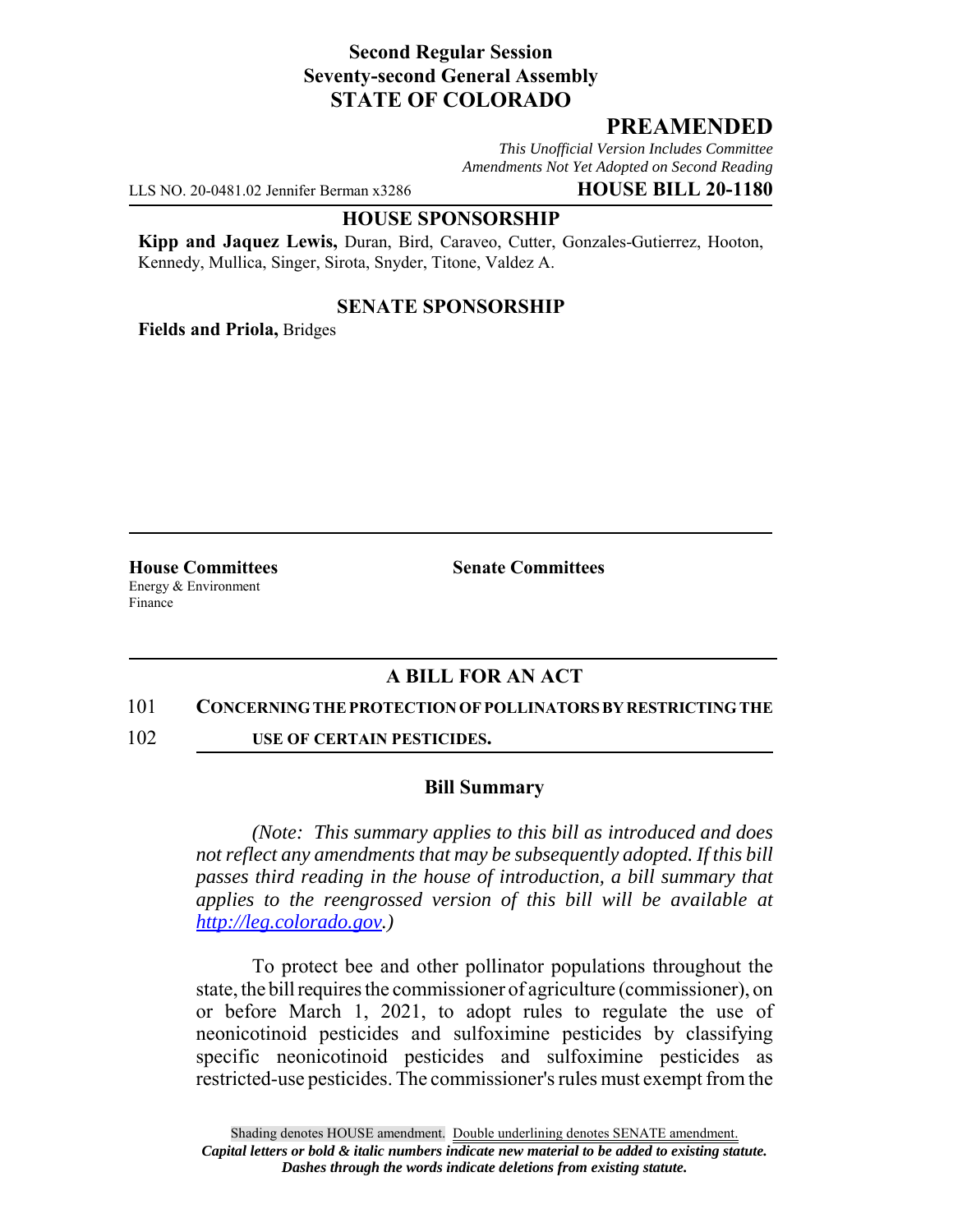**Second Regular Session**
**Seventy-second General Assembly**
**STATE OF COLORADO**

# PREAMENDED

*This Unofficial Version Includes Committee Amendments Not Yet Adopted on Second Reading*

LLS NO. 20-0481.02 Jennifer Berman x3286 **HOUSE BILL 20-1180**

## HOUSE SPONSORSHIP

**Kipp and Jaquez Lewis,** Duran, Bird, Caraveo, Cutter, Gonzales-Gutierrez, Hooton, Kennedy, Mullica, Singer, Sirota, Snyder, Titone, Valdez A.

## SENATE SPONSORSHIP

**Fields and Priola,** Bridges

**House Committees**
Energy & Environment
Finance

**Senate Committees**

## A BILL FOR AN ACT

101 **CONCERNING THE PROTECTION OF POLLINATORS BY RESTRICTING THE**
102 **USE OF CERTAIN PESTICIDES.**

### Bill Summary

*(Note: This summary applies to this bill as introduced and does not reflect any amendments that may be subsequently adopted. If this bill passes third reading in the house of introduction, a bill summary that applies to the reengrossed version of this bill will be available at http://leg.colorado.gov.)*

To protect bee and other pollinator populations throughout the state, the bill requires the commissioner of agriculture (commissioner), on or before March 1, 2021, to adopt rules to regulate the use of neonicotinoid pesticides and sulfoximine pesticides by classifying specific neonicotinoid pesticides and sulfoximine pesticides as restricted-use pesticides. The commissioner's rules must exempt from the

Shading denotes HOUSE amendment. Double underlining denotes SENATE amendment.
*Capital letters or bold & italic numbers indicate new material to be added to existing statute.*
*Dashes through the words indicate deletions from existing statute.*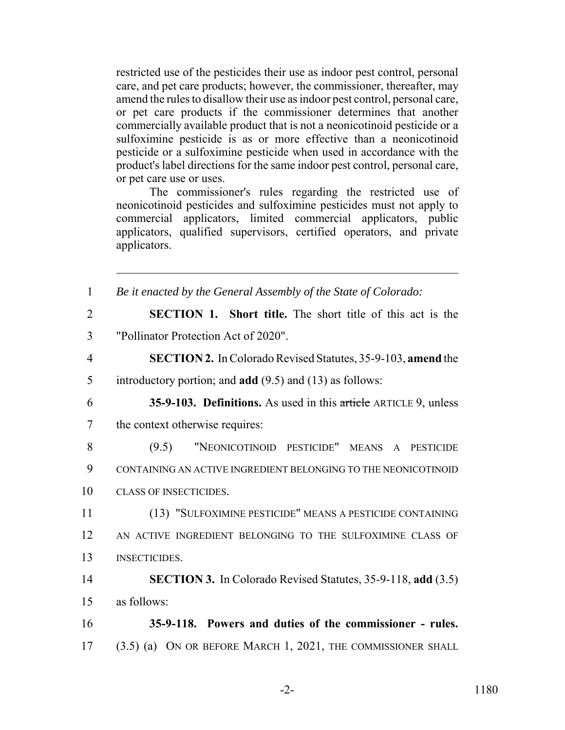restricted use of the pesticides their use as indoor pest control, personal care, and pet care products; however, the commissioner, thereafter, may amend the rules to disallow their use as indoor pest control, personal care, or pet care products if the commissioner determines that another commercially available product that is not a neonicotinoid pesticide or a sulfoximine pesticide is as or more effective than a neonicotinoid pesticide or a sulfoximine pesticide when used in accordance with the product's label directions for the same indoor pest control, personal care, or pet care use or uses.

The commissioner's rules regarding the restricted use of neonicotinoid pesticides and sulfoximine pesticides must not apply to commercial applicators, limited commercial applicators, public applicators, qualified supervisors, certified operators, and private applicators.

---

1 *Be it enacted by the General Assembly of the State of Colorado:*

2 **SECTION 1. Short title.** The short title of this act is the
3 "Pollinator Protection Act of 2020".

4 **SECTION 2.** In Colorado Revised Statutes, 35-9-103, **amend** the
5 introductory portion; and **add** (9.5) and (13) as follows:

6 **35-9-103. Definitions.** As used in this ~~article~~ ARTICLE 9, unless
7 the context otherwise requires:

8 (9.5) "NEONICOTINOID PESTICIDE" MEANS A PESTICIDE
9 CONTAINING AN ACTIVE INGREDIENT BELONGING TO THE NEONICOTINOID
10 CLASS OF INSECTICIDES.

11 (13) "SULFOXIMINE PESTICIDE" MEANS A PESTICIDE CONTAINING
12 AN ACTIVE INGREDIENT BELONGING TO THE SULFOXIMINE CLASS OF
13 INSECTICIDES.

14 **SECTION 3.** In Colorado Revised Statutes, 35-9-118, **add** (3.5)
15 as follows:

16 **35-9-118. Powers and duties of the commissioner - rules.**
17 (3.5) (a) ON OR BEFORE MARCH 1, 2021, THE COMMISSIONER SHALL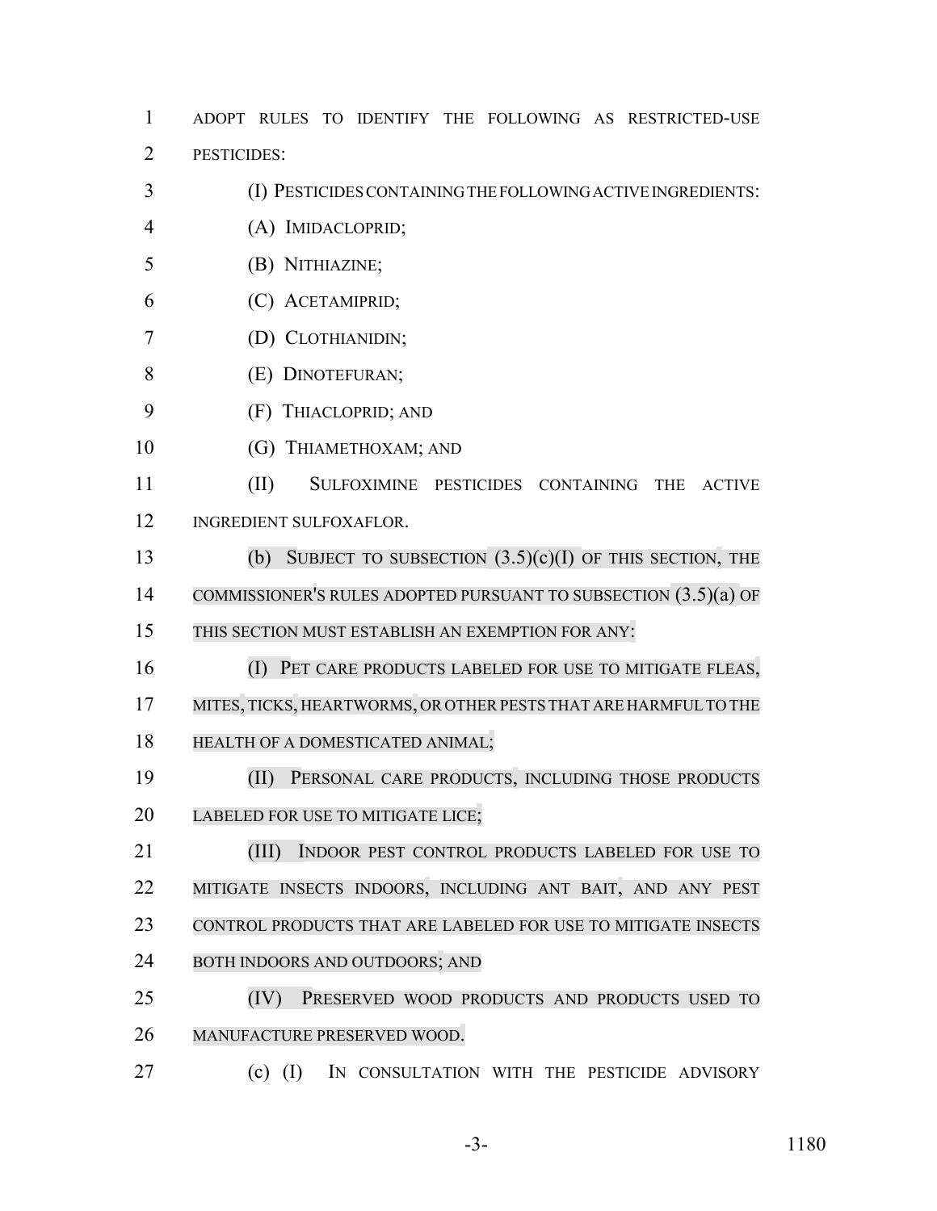ADOPT RULES TO IDENTIFY THE FOLLOWING AS RESTRICTED-USE PESTICIDES:

(I) PESTICIDES CONTAINING THE FOLLOWING ACTIVE INGREDIENTS:

(A) IMIDACLOPRID;

(B) NITHIAZINE;

(C) ACETAMIPRID;

(D) CLOTHIANIDIN;

(E) DINOTEFURAN;

(F) THIACLOPRID; AND

(G) THIAMETHOXAM; AND

(II) SULFOXIMINE PESTICIDES CONTAINING THE ACTIVE INGREDIENT SULFOXAFLOR.

(b) SUBJECT TO SUBSECTION (3.5)(c)(I) OF THIS SECTION, THE COMMISSIONER'S RULES ADOPTED PURSUANT TO SUBSECTION (3.5)(a) OF THIS SECTION MUST ESTABLISH AN EXEMPTION FOR ANY:

(I) PET CARE PRODUCTS LABELED FOR USE TO MITIGATE FLEAS, MITES, TICKS, HEARTWORMS, OR OTHER PESTS THAT ARE HARMFUL TO THE HEALTH OF A DOMESTICATED ANIMAL;

(II) PERSONAL CARE PRODUCTS, INCLUDING THOSE PRODUCTS LABELED FOR USE TO MITIGATE LICE;

(III) INDOOR PEST CONTROL PRODUCTS LABELED FOR USE TO MITIGATE INSECTS INDOORS, INCLUDING ANT BAIT, AND ANY PEST CONTROL PRODUCTS THAT ARE LABELED FOR USE TO MITIGATE INSECTS BOTH INDOORS AND OUTDOORS; AND

(IV) PRESERVED WOOD PRODUCTS AND PRODUCTS USED TO MANUFACTURE PRESERVED WOOD.

(c) (I) IN CONSULTATION WITH THE PESTICIDE ADVISORY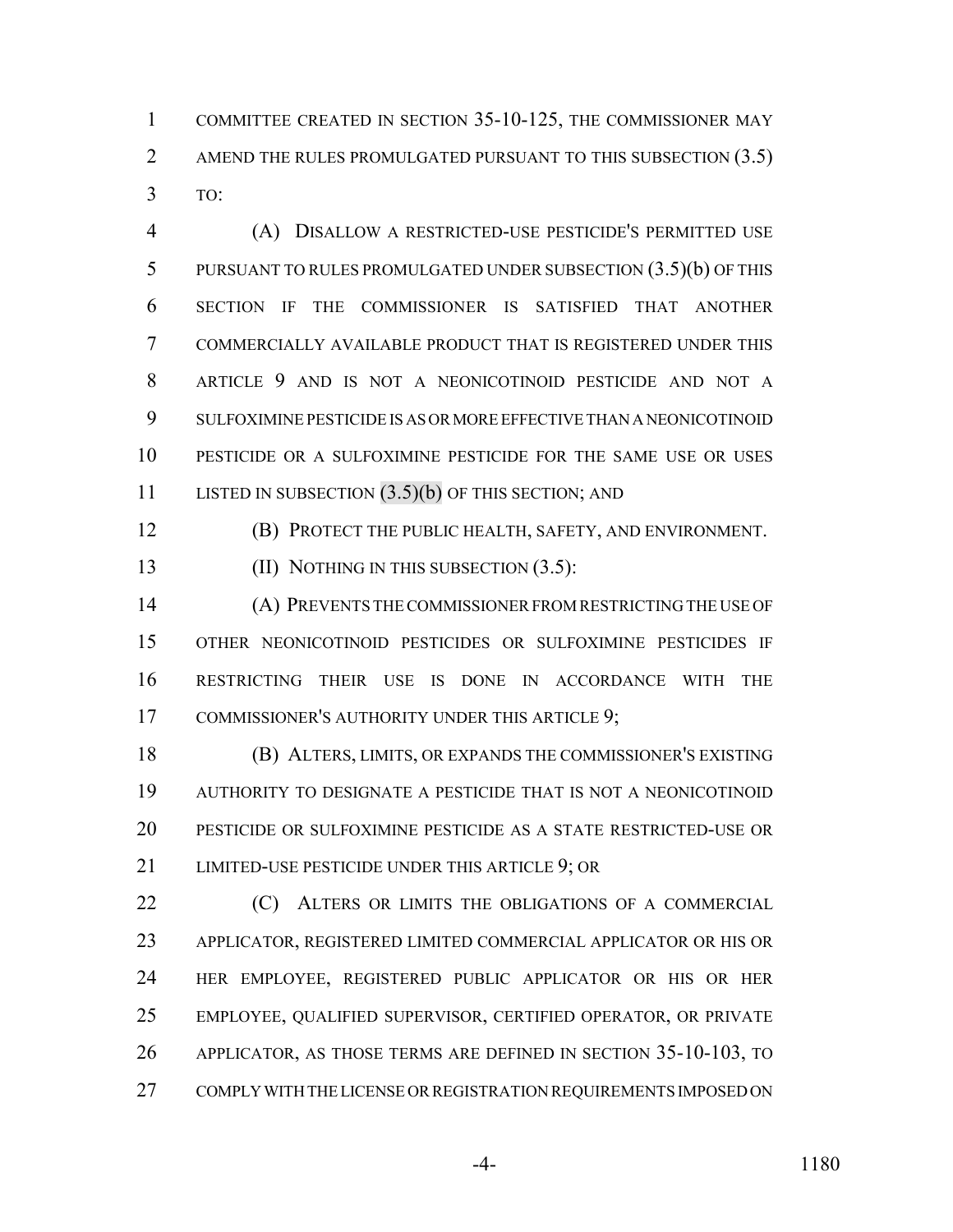COMMITTEE CREATED IN SECTION 35-10-125, THE COMMISSIONER MAY AMEND THE RULES PROMULGATED PURSUANT TO THIS SUBSECTION (3.5) TO:

(A) DISALLOW A RESTRICTED-USE PESTICIDE'S PERMITTED USE PURSUANT TO RULES PROMULGATED UNDER SUBSECTION (3.5)(b) OF THIS SECTION IF THE COMMISSIONER IS SATISFIED THAT ANOTHER COMMERCIALLY AVAILABLE PRODUCT THAT IS REGISTERED UNDER THIS ARTICLE 9 AND IS NOT A NEONICOTINOID PESTICIDE AND NOT A SULFOXIMINE PESTICIDE IS AS OR MORE EFFECTIVE THAN A NEONICOTINOID PESTICIDE OR A SULFOXIMINE PESTICIDE FOR THE SAME USE OR USES LISTED IN SUBSECTION (3.5)(b) OF THIS SECTION; AND

(B) PROTECT THE PUBLIC HEALTH, SAFETY, AND ENVIRONMENT.

(II) NOTHING IN THIS SUBSECTION (3.5):

(A) PREVENTS THE COMMISSIONER FROM RESTRICTING THE USE OF OTHER NEONICOTINOID PESTICIDES OR SULFOXIMINE PESTICIDES IF RESTRICTING THEIR USE IS DONE IN ACCORDANCE WITH THE COMMISSIONER'S AUTHORITY UNDER THIS ARTICLE 9;

(B) ALTERS, LIMITS, OR EXPANDS THE COMMISSIONER'S EXISTING AUTHORITY TO DESIGNATE A PESTICIDE THAT IS NOT A NEONICOTINOID PESTICIDE OR SULFOXIMINE PESTICIDE AS A STATE RESTRICTED-USE OR LIMITED-USE PESTICIDE UNDER THIS ARTICLE 9; OR

(C) ALTERS OR LIMITS THE OBLIGATIONS OF A COMMERCIAL APPLICATOR, REGISTERED LIMITED COMMERCIAL APPLICATOR OR HIS OR HER EMPLOYEE, REGISTERED PUBLIC APPLICATOR OR HIS OR HER EMPLOYEE, QUALIFIED SUPERVISOR, CERTIFIED OPERATOR, OR PRIVATE APPLICATOR, AS THOSE TERMS ARE DEFINED IN SECTION 35-10-103, TO COMPLY WITH THE LICENSE OR REGISTRATION REQUIREMENTS IMPOSED ON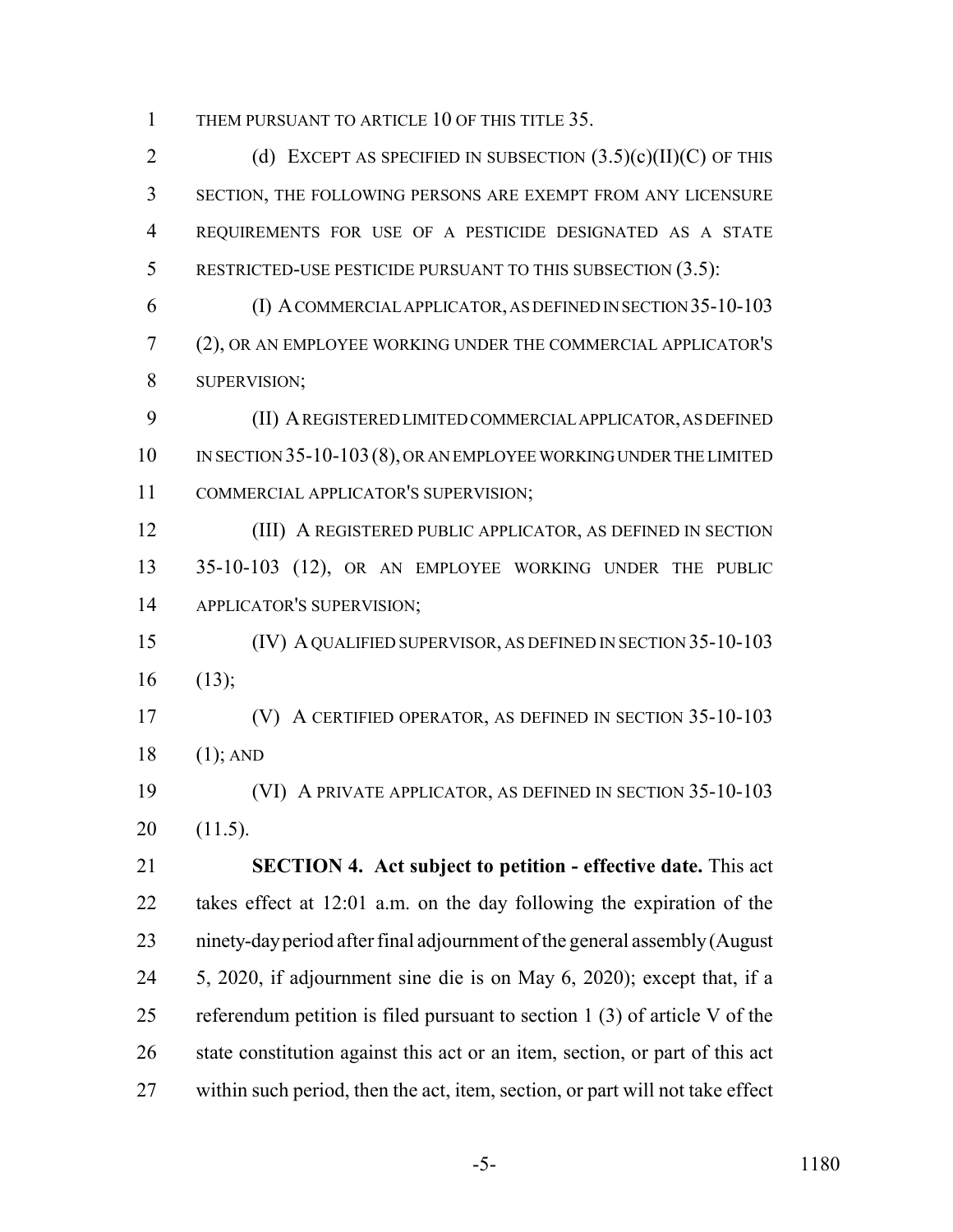THEM PURSUANT TO ARTICLE 10 OF THIS TITLE 35.

(d) EXCEPT AS SPECIFIED IN SUBSECTION (3.5)(c)(II)(C) OF THIS SECTION, THE FOLLOWING PERSONS ARE EXEMPT FROM ANY LICENSURE REQUIREMENTS FOR USE OF A PESTICIDE DESIGNATED AS A STATE RESTRICTED-USE PESTICIDE PURSUANT TO THIS SUBSECTION (3.5):

(I) A COMMERCIAL APPLICATOR, AS DEFINED IN SECTION 35-10-103 (2), OR AN EMPLOYEE WORKING UNDER THE COMMERCIAL APPLICATOR'S SUPERVISION;

(II) A REGISTERED LIMITED COMMERCIAL APPLICATOR, AS DEFINED IN SECTION 35-10-103 (8), OR AN EMPLOYEE WORKING UNDER THE LIMITED COMMERCIAL APPLICATOR'S SUPERVISION;

(III) A REGISTERED PUBLIC APPLICATOR, AS DEFINED IN SECTION 35-10-103 (12), OR AN EMPLOYEE WORKING UNDER THE PUBLIC APPLICATOR'S SUPERVISION;

(IV) A QUALIFIED SUPERVISOR, AS DEFINED IN SECTION 35-10-103 (13);

(V) A CERTIFIED OPERATOR, AS DEFINED IN SECTION 35-10-103 (1); AND

(VI) A PRIVATE APPLICATOR, AS DEFINED IN SECTION 35-10-103 (11.5).

**SECTION 4. Act subject to petition - effective date.** This act takes effect at 12:01 a.m. on the day following the expiration of the ninety-day period after final adjournment of the general assembly (August 5, 2020, if adjournment sine die is on May 6, 2020); except that, if a referendum petition is filed pursuant to section 1 (3) of article V of the state constitution against this act or an item, section, or part of this act within such period, then the act, item, section, or part will not take effect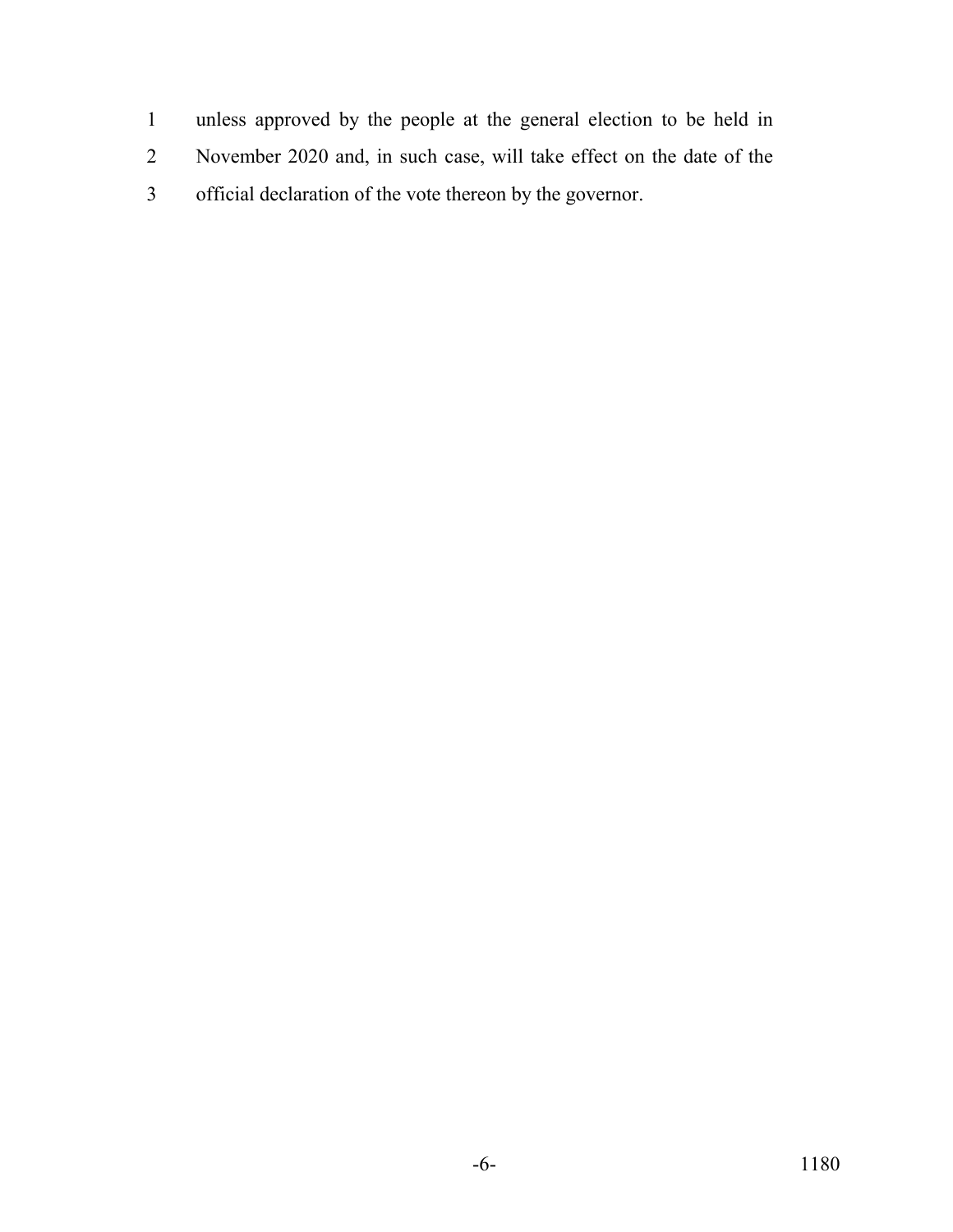unless approved by the people at the general election to be held in November 2020 and, in such case, will take effect on the date of the official declaration of the vote thereon by the governor.